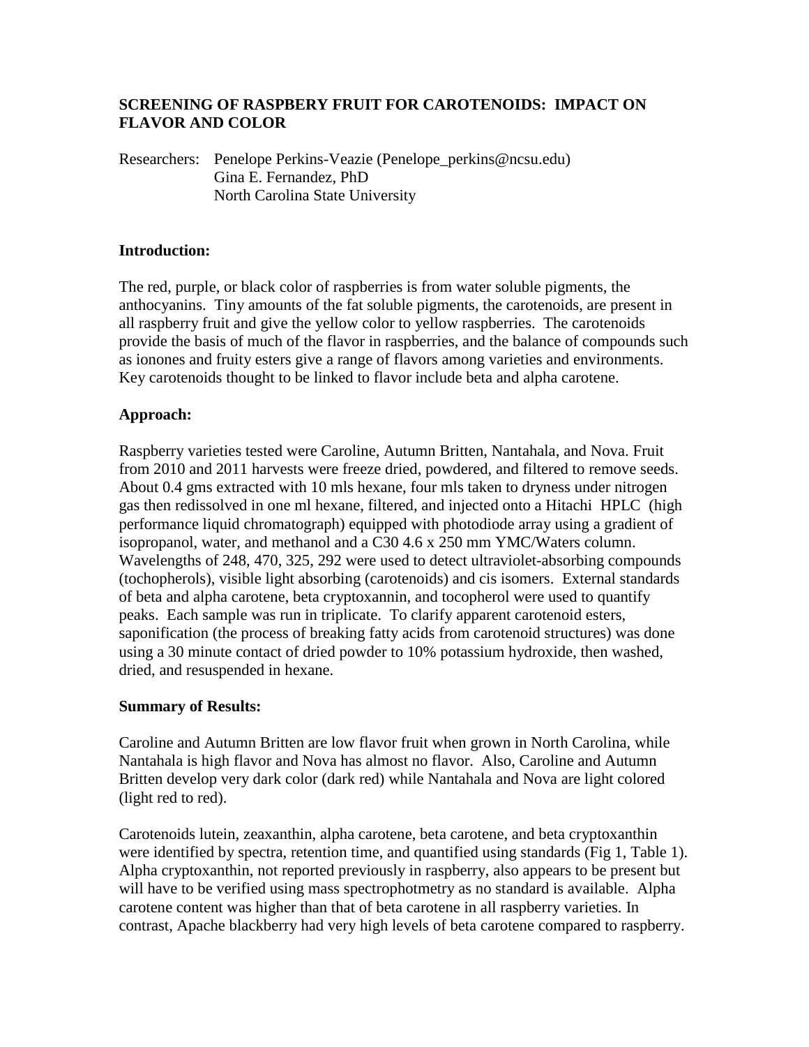# SCREENING OF RASPBERRY FRUIT FOR CAROTENOIDS: IMPACT ON FLAVOR AND COLOR

Researchers: Penelope Perkins-Veazie (Penelope_perkins@ncsu.edu)
Gina E. Fernandez, PhD
North Carolina State University

## Introduction:

The red, purple, or black color of raspberries is from water soluble pigments, the anthocyanins. Tiny amounts of the fat soluble pigments, the carotenoids, are present in all raspberry fruit and give the yellow color to yellow raspberries. The carotenoids provide the basis of much of the flavor in raspberries, and the balance of compounds such as ionones and fruity esters give a range of flavors among varieties and environments. Key carotenoids thought to be linked to flavor include beta and alpha carotene.

## Approach:

Raspberry varieties tested were Caroline, Autumn Britten, Nantahala, and Nova. Fruit from 2010 and 2011 harvests were freeze dried, powdered, and filtered to remove seeds. About 0.4 gms extracted with 10 mls hexane, four mls taken to dryness under nitrogen gas then redissolved in one ml hexane, filtered, and injected onto a Hitachi HPLC (high performance liquid chromatograph) equipped with photodiode array using a gradient of isopropanol, water, and methanol and a C30 4.6 x 250 mm YMC/Waters column. Wavelengths of 248, 470, 325, 292 were used to detect ultraviolet-absorbing compounds (tochopherols), visible light absorbing (carotenoids) and cis isomers. External standards of beta and alpha carotene, beta cryptoxannin, and tocopherol were used to quantify peaks. Each sample was run in triplicate. To clarify apparent carotenoid esters, saponification (the process of breaking fatty acids from carotenoid structures) was done using a 30 minute contact of dried powder to 10% potassium hydroxide, then washed, dried, and resuspended in hexane.

## Summary of Results:

Caroline and Autumn Britten are low flavor fruit when grown in North Carolina, while Nantahala is high flavor and Nova has almost no flavor. Also, Caroline and Autumn Britten develop very dark color (dark red) while Nantahala and Nova are light colored (light red to red).

Carotenoids lutein, zeaxanthin, alpha carotene, beta carotene, and beta cryptoxanthin were identified by spectra, retention time, and quantified using standards (Fig 1, Table 1). Alpha cryptoxanthin, not reported previously in raspberry, also appears to be present but will have to be verified using mass spectrophotmetry as no standard is available. Alpha carotene content was higher than that of beta carotene in all raspberry varieties. In contrast, Apache blackberry had very high levels of beta carotene compared to raspberry.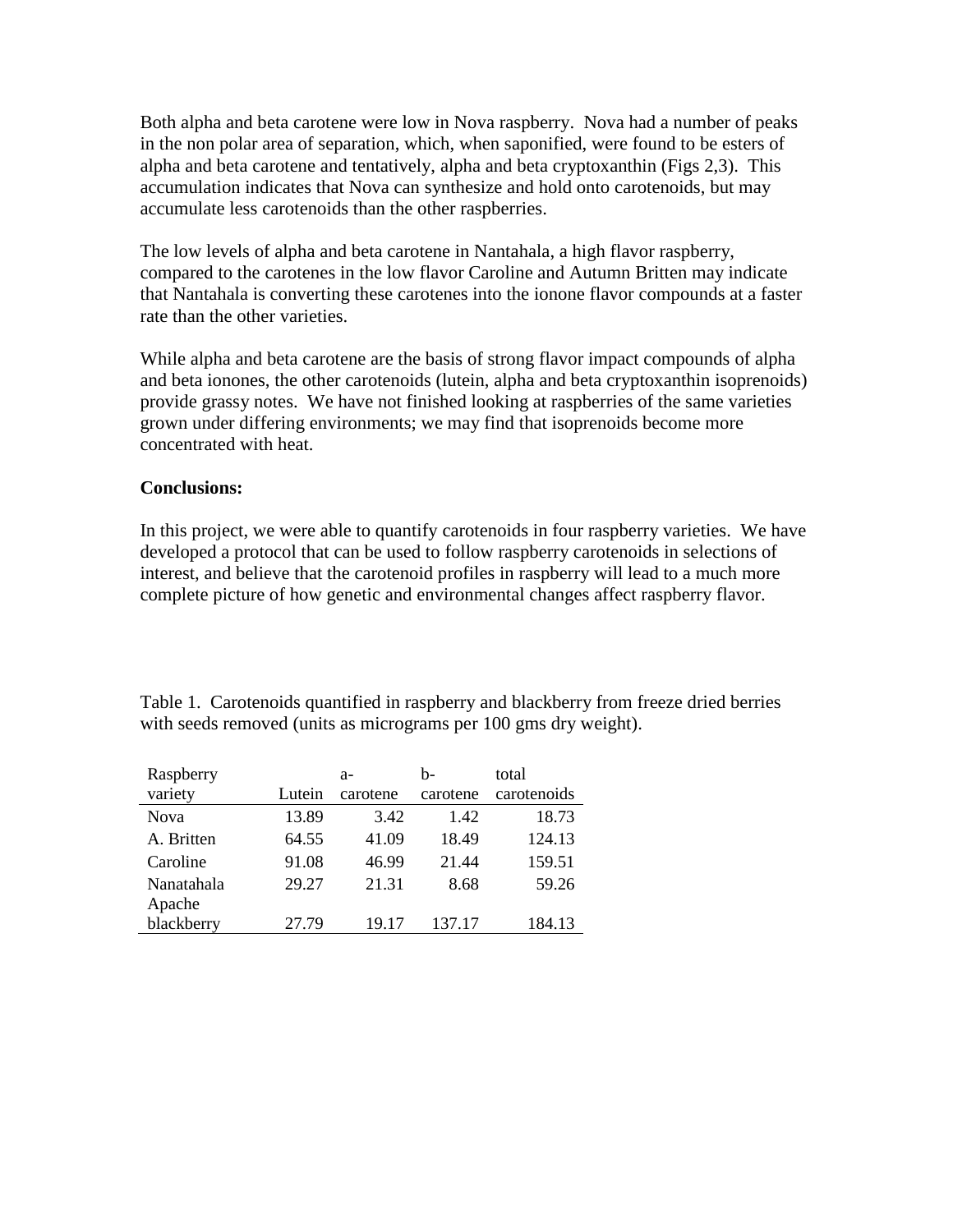Both alpha and beta carotene were low in Nova raspberry. Nova had a number of peaks in the non polar area of separation, which, when saponified, were found to be esters of alpha and beta carotene and tentatively, alpha and beta cryptoxanthin (Figs 2,3). This accumulation indicates that Nova can synthesize and hold onto carotenoids, but may accumulate less carotenoids than the other raspberries.

The low levels of alpha and beta carotene in Nantahala, a high flavor raspberry, compared to the carotenes in the low flavor Caroline and Autumn Britten may indicate that Nantahala is converting these carotenes into the ionone flavor compounds at a faster rate than the other varieties.

While alpha and beta carotene are the basis of strong flavor impact compounds of alpha and beta ionones, the other carotenoids (lutein, alpha and beta cryptoxanthin isoprenoids) provide grassy notes. We have not finished looking at raspberries of the same varieties grown under differing environments; we may find that isoprenoids become more concentrated with heat.

**Conclusions:**

In this project, we were able to quantify carotenoids in four raspberry varieties. We have developed a protocol that can be used to follow raspberry carotenoids in selections of interest, and believe that the carotenoid profiles in raspberry will lead to a much more complete picture of how genetic and environmental changes affect raspberry flavor.

Table 1. Carotenoids quantified in raspberry and blackberry from freeze dried berries with seeds removed (units as micrograms per 100 gms dry weight).

| Raspberry variety | Lutein | a-carotene | b-carotene | total carotenoids |
|---|---|---|---|---|
| Nova | 13.89 | 3.42 | 1.42 | 18.73 |
| A. Britten | 64.55 | 41.09 | 18.49 | 124.13 |
| Caroline | 91.08 | 46.99 | 21.44 | 159.51 |
| Nanatahala | 29.27 | 21.31 | 8.68 | 59.26 |
| Apache blackberry | 27.79 | 19.17 | 137.17 | 184.13 |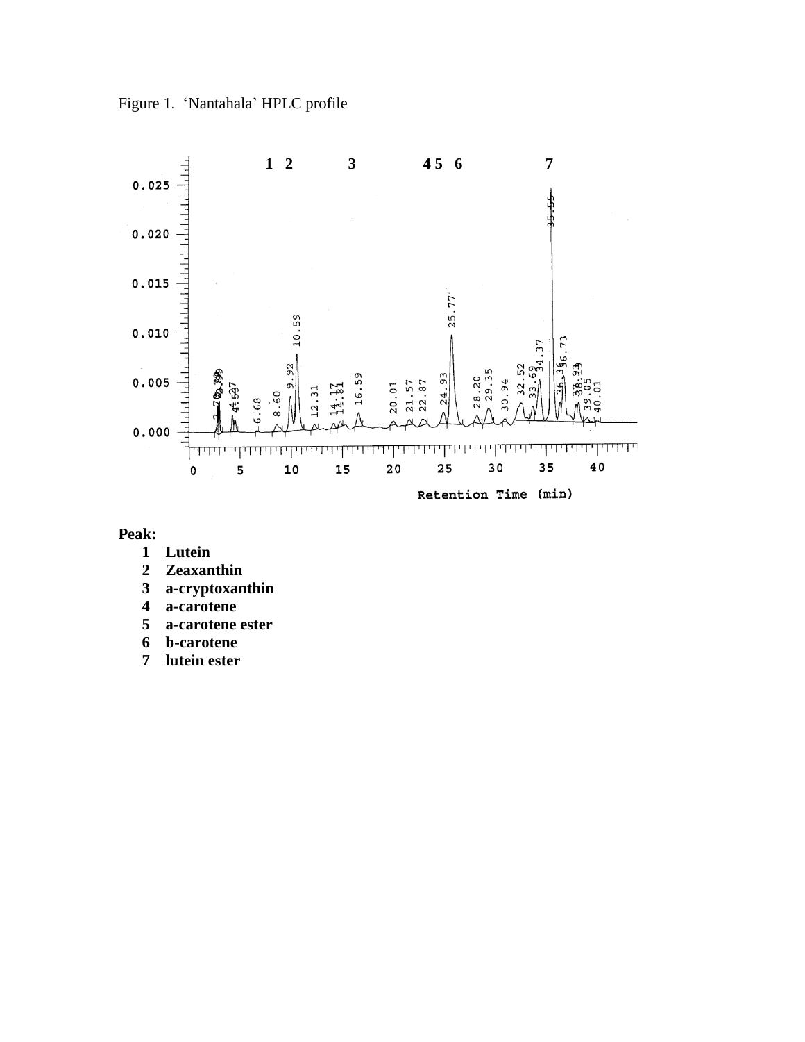Figure 1. 'Nantahala' HPLC profile

**Peak:**

1. **Lutein**
2. **Zeaxanthin**
3. **a-cryptoxanthin**
4. **a-carotene**
5. **a-carotene ester**
6. **b-carotene**
7. **lutein ester**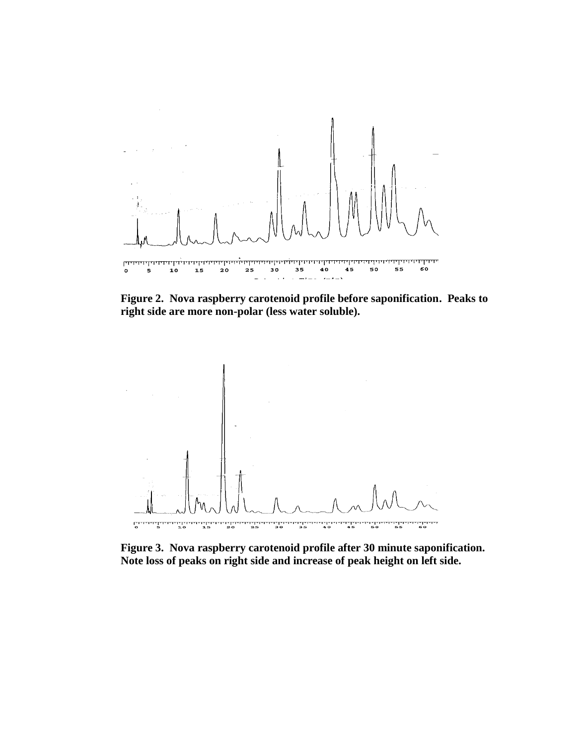0 5 10 15 20 25 30 35 40 45 50 55 60

**Figure 2. Nova raspberry carotenoid profile before saponification. Peaks to right side are more non-polar (less water soluble).**

0 5 10 15 20 25 30 35 40 45 50 55 60

**Figure 3. Nova raspberry carotenoid profile after 30 minute saponification. Note loss of peaks on right side and increase of peak height on left side.**